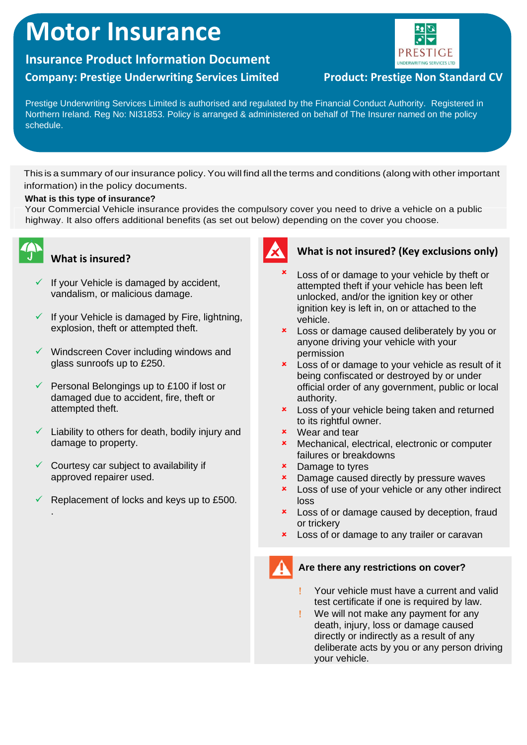# Motor Insurance

## Insurance Product Information Document

**Company: Prestige Underwriting Services Limited**

**Product: Prestige Non Standard CV**

Prestige Underwriting Services Limited is authorised and regulated by the Financial Conduct Authority. Registered in Northern Ireland. Reg No: NI31853. Policy is arranged & administered on behalf of The Insurer named on the policy schedule.

This is a summary of our insurance policy. You will find all the terms and conditions (along with other important information) in the policy documents.

**What is this type of insurance?**

Your Commercial Vehicle insurance provides the compulsory cover you need to drive a vehicle on a public highway. It also offers additional benefits (as set out below) depending on the cover you choose.

### What is insured?

- ✓ If your Vehicle is damaged by accident, vandalism, or malicious damage.
- ✓ If your Vehicle is damaged by Fire, lightning, explosion, theft or attempted theft.
- ✓ Windscreen Cover including windows and glass sunroofs up to £250.
- ✓ Personal Belongings up to £100 if lost or damaged due to accident, fire, theft or attempted theft.
- ✓ Liability to others for death, bodily injury and damage to property.
- ✓ Courtesy car subject to availability if approved repairer used.
- ✓ Replacement of locks and keys up to £500.

.

### What is not insured? (Key exclusions only)

- × Loss of or damage to your vehicle by theft or attempted theft if your vehicle has been left unlocked, and/or the ignition key or other ignition key is left in, on or attached to the vehicle.
- × Loss or damage caused deliberately by you or anyone driving your vehicle with your permission
- × Loss of or damage to your vehicle as result of it being confiscated or destroyed by or under official order of any government, public or local authority.
- × Loss of your vehicle being taken and returned to its rightful owner.
- × Wear and tear
- × Mechanical, electrical, electronic or computer failures or breakdowns
- × Damage to tyres
- × Damage caused directly by pressure waves
- × Loss of use of your vehicle or any other indirect loss
- × Loss of or damage caused by deception, fraud or trickery
- × Loss of or damage to any trailer or caravan

### Are there any restrictions on cover?

- ! Your vehicle must have a current and valid test certificate if one is required by law.
- ! We will not make any payment for any death, injury, loss or damage caused directly or indirectly as a result of any deliberate acts by you or any person driving your vehicle.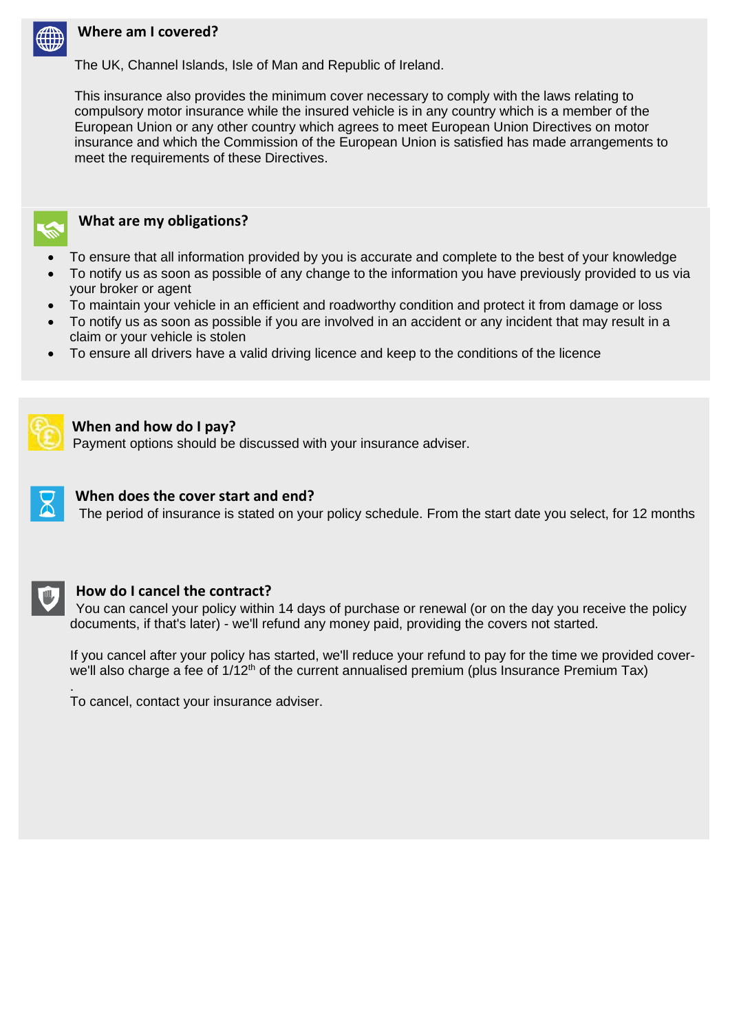### Where am I covered?

The UK, Channel Islands, Isle of Man and Republic of Ireland.

This insurance also provides the minimum cover necessary to comply with the laws relating to compulsory motor insurance while the insured vehicle is in any country which is a member of the European Union or any other country which agrees to meet European Union Directives on motor insurance and which the Commission of the European Union is satisfied has made arrangements to meet the requirements of these Directives.

### What are my obligations?

- To ensure that all information provided by you is accurate and complete to the best of your knowledge
- To notify us as soon as possible of any change to the information you have previously provided to us via your broker or agent
- To maintain your vehicle in an efficient and roadworthy condition and protect it from damage or loss
- To notify us as soon as possible if you are involved in an accident or any incident that may result in a claim or your vehicle is stolen
- To ensure all drivers have a valid driving licence and keep to the conditions of the licence

### When and how do I pay?

Payment options should be discussed with your insurance adviser.

### When does the cover start and end?

The period of insurance is stated on your policy schedule. From the start date you select, for 12 months

### How do I cancel the contract?

You can cancel your policy within 14 days of purchase or renewal (or on the day you receive the policy documents, if that's later) - we'll refund any money paid, providing the covers not started.

If you cancel after your policy has started, we'll reduce your refund to pay for the time we provided cover- we'll also charge a fee of 1/12th of the current annualised premium (plus Insurance Premium Tax)

.

To cancel, contact your insurance adviser.